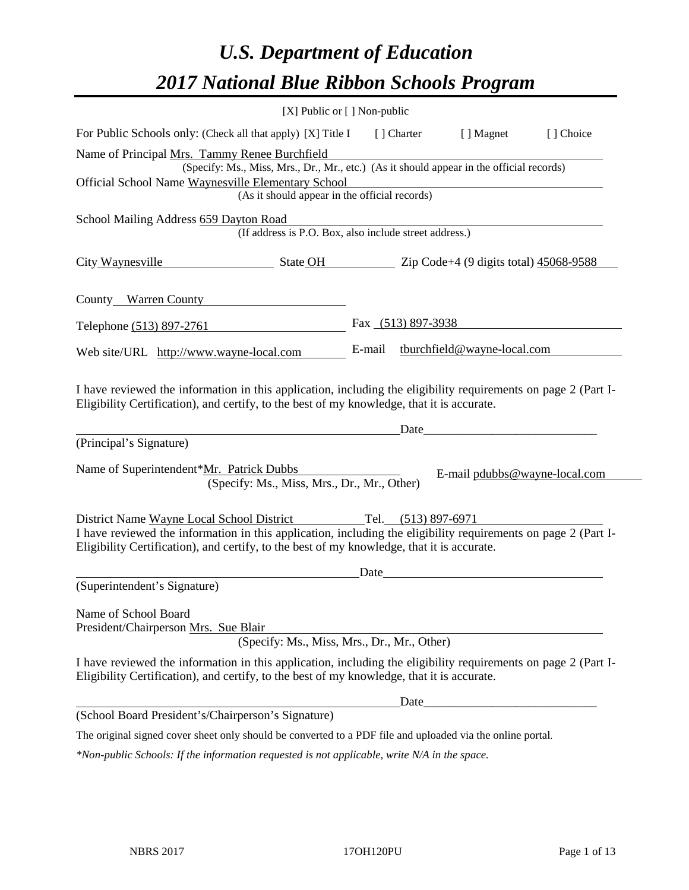# *U.S. Department of Education*

# *2017 National Blue Ribbon Schools Program*

[X] Public or [ ] Non-public

For Public Schools only: (Check all that apply) [X] Title I [ ] Charter [ ] Magnet [ ] Choice

Name of Principal Mrs. Tammy Renee Burchfield
(Specify: Ms., Miss, Mrs., Dr., Mr., etc.) (As it should appear in the official records)

Official School Name Waynesville Elementary School
(As it should appear in the official records)

School Mailing Address 659 Dayton Road
(If address is P.O. Box, also include street address.)

City Waynesville State OH Zip Code+4 (9 digits total) 45068-9588

County Warren County

Telephone (513) 897-2761 Fax (513) 897-3938

Web site/URL http://www.wayne-local.com E-mail tburchfield@wayne-local.com

I have reviewed the information in this application, including the eligibility requirements on page 2 (Part I-Eligibility Certification), and certify, to the best of my knowledge, that it is accurate.

_______________________________________ Date_______________________
(Principal's Signature)

Name of Superintendent*Mr. Patrick Dubbs E-mail pdubbs@wayne-local.com
(Specify: Ms., Miss, Mrs., Dr., Mr., Other)

District Name Wayne Local School District Tel. (513) 897-6971

I have reviewed the information in this application, including the eligibility requirements on page 2 (Part I-Eligibility Certification), and certify, to the best of my knowledge, that it is accurate.

_______________________________________ Date_______________________
(Superintendent's Signature)

Name of School Board
President/Chairperson Mrs. Sue Blair
(Specify: Ms., Miss, Mrs., Dr., Mr., Other)

I have reviewed the information in this application, including the eligibility requirements on page 2 (Part I-Eligibility Certification), and certify, to the best of my knowledge, that it is accurate.

_______________________________________ Date_______________________
(School Board President's/Chairperson's Signature)

The original signed cover sheet only should be converted to a PDF file and uploaded via the online portal.

*\*Non-public Schools: If the information requested is not applicable, write N/A in the space.*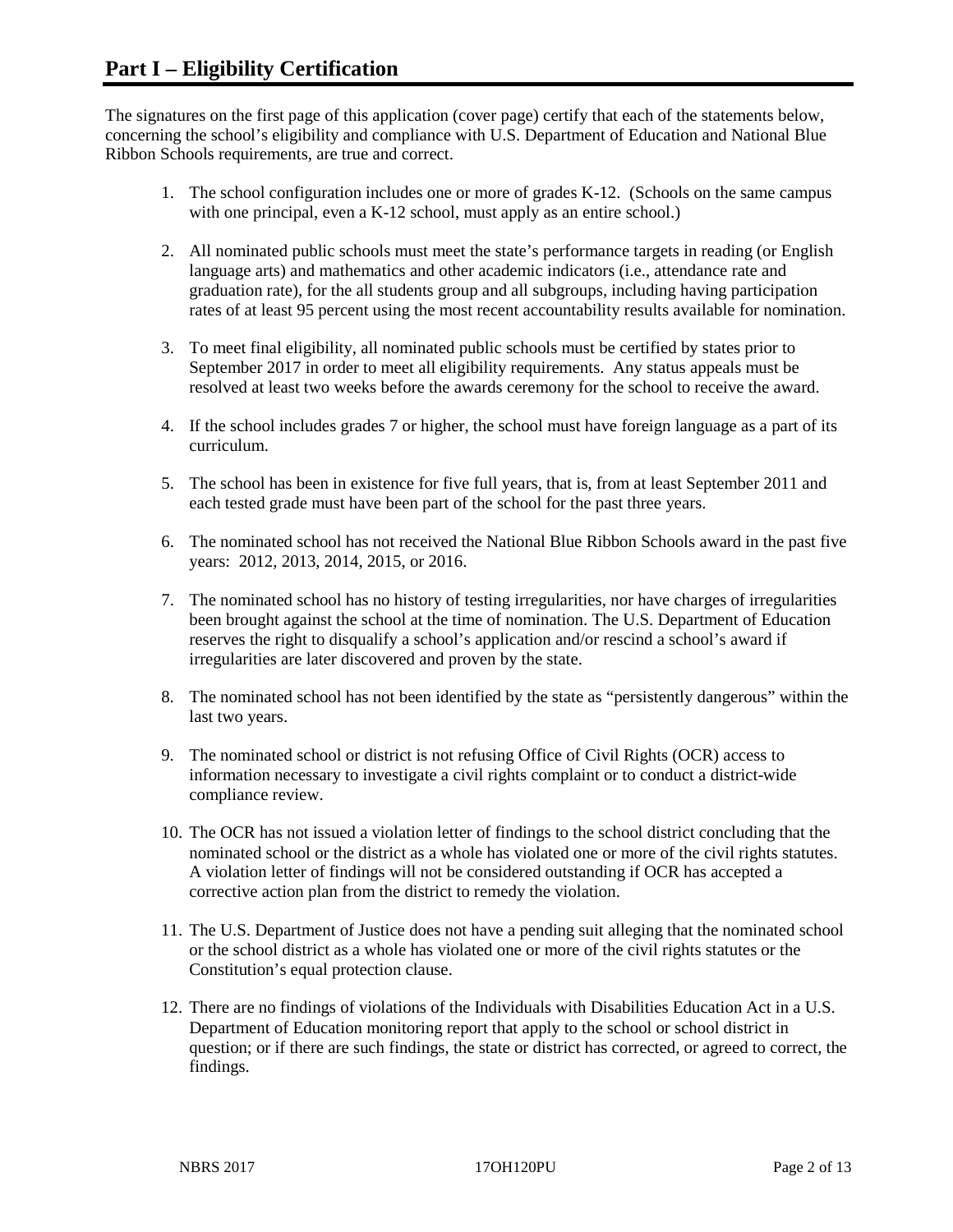# Part I – Eligibility Certification

The signatures on the first page of this application (cover page) certify that each of the statements below, concerning the school's eligibility and compliance with U.S. Department of Education and National Blue Ribbon Schools requirements, are true and correct.

1. The school configuration includes one or more of grades K-12. (Schools on the same campus with one principal, even a K-12 school, must apply as an entire school.)

2. All nominated public schools must meet the state's performance targets in reading (or English language arts) and mathematics and other academic indicators (i.e., attendance rate and graduation rate), for the all students group and all subgroups, including having participation rates of at least 95 percent using the most recent accountability results available for nomination.

3. To meet final eligibility, all nominated public schools must be certified by states prior to September 2017 in order to meet all eligibility requirements. Any status appeals must be resolved at least two weeks before the awards ceremony for the school to receive the award.

4. If the school includes grades 7 or higher, the school must have foreign language as a part of its curriculum.

5. The school has been in existence for five full years, that is, from at least September 2011 and each tested grade must have been part of the school for the past three years.

6. The nominated school has not received the National Blue Ribbon Schools award in the past five years: 2012, 2013, 2014, 2015, or 2016.

7. The nominated school has no history of testing irregularities, nor have charges of irregularities been brought against the school at the time of nomination. The U.S. Department of Education reserves the right to disqualify a school's application and/or rescind a school's award if irregularities are later discovered and proven by the state.

8. The nominated school has not been identified by the state as "persistently dangerous" within the last two years.

9. The nominated school or district is not refusing Office of Civil Rights (OCR) access to information necessary to investigate a civil rights complaint or to conduct a district-wide compliance review.

10. The OCR has not issued a violation letter of findings to the school district concluding that the nominated school or the district as a whole has violated one or more of the civil rights statutes. A violation letter of findings will not be considered outstanding if OCR has accepted a corrective action plan from the district to remedy the violation.

11. The U.S. Department of Justice does not have a pending suit alleging that the nominated school or the school district as a whole has violated one or more of the civil rights statutes or the Constitution's equal protection clause.

12. There are no findings of violations of the Individuals with Disabilities Education Act in a U.S. Department of Education monitoring report that apply to the school or school district in question; or if there are such findings, the state or district has corrected, or agreed to correct, the findings.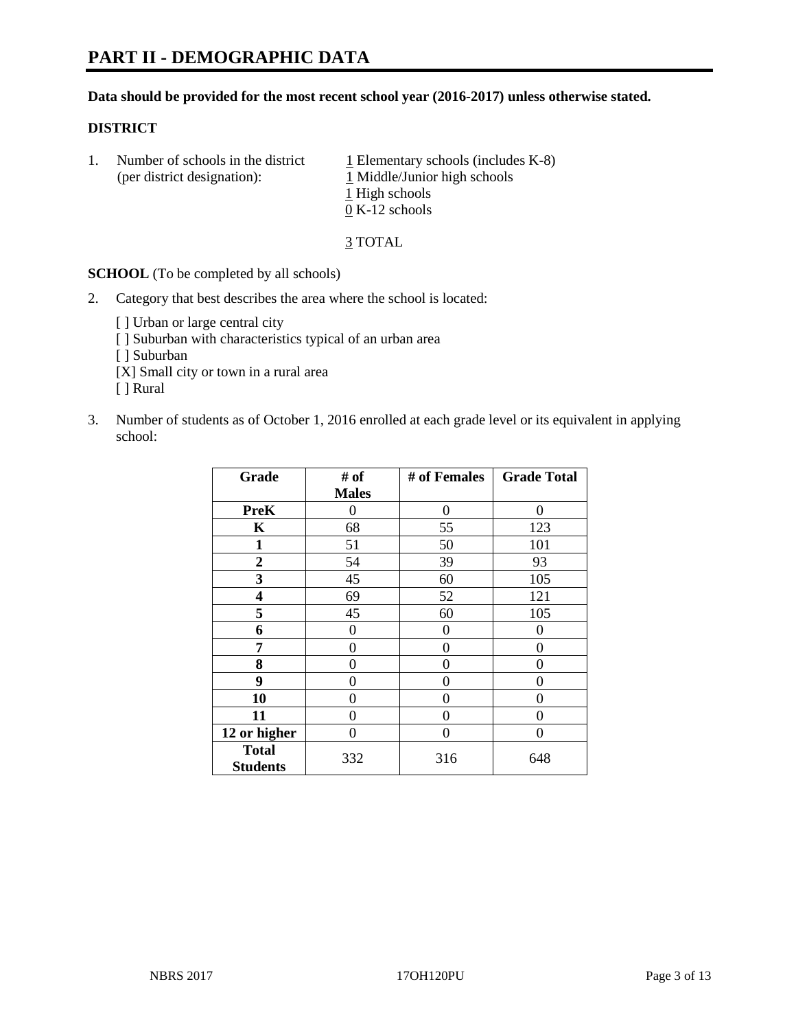# PART II - DEMOGRAPHIC DATA

**Data should be provided for the most recent school year (2016-2017) unless otherwise stated.**

**DISTRICT**

1. Number of schools in the district (per district designation):
   1 Elementary schools (includes K-8)
   1 Middle/Junior high schools
   1 High schools
   0 K-12 schools

   3 TOTAL

**SCHOOL** (To be completed by all schools)

2. Category that best describes the area where the school is located:

   [ ] Urban or large central city
   [ ] Suburban with characteristics typical of an urban area
   [ ] Suburban
   [X] Small city or town in a rural area
   [ ] Rural

3. Number of students as of October 1, 2016 enrolled at each grade level or its equivalent in applying school:

| Grade | # of Males | # of Females | Grade Total |
|---|---|---|---|
| **PreK** | 0 | 0 | 0 |
| **K** | 68 | 55 | 123 |
| **1** | 51 | 50 | 101 |
| **2** | 54 | 39 | 93 |
| **3** | 45 | 60 | 105 |
| **4** | 69 | 52 | 121 |
| **5** | 45 | 60 | 105 |
| **6** | 0 | 0 | 0 |
| **7** | 0 | 0 | 0 |
| **8** | 0 | 0 | 0 |
| **9** | 0 | 0 | 0 |
| **10** | 0 | 0 | 0 |
| **11** | 0 | 0 | 0 |
| **12 or higher** | 0 | 0 | 0 |
| **Total Students** | 332 | 316 | 648 |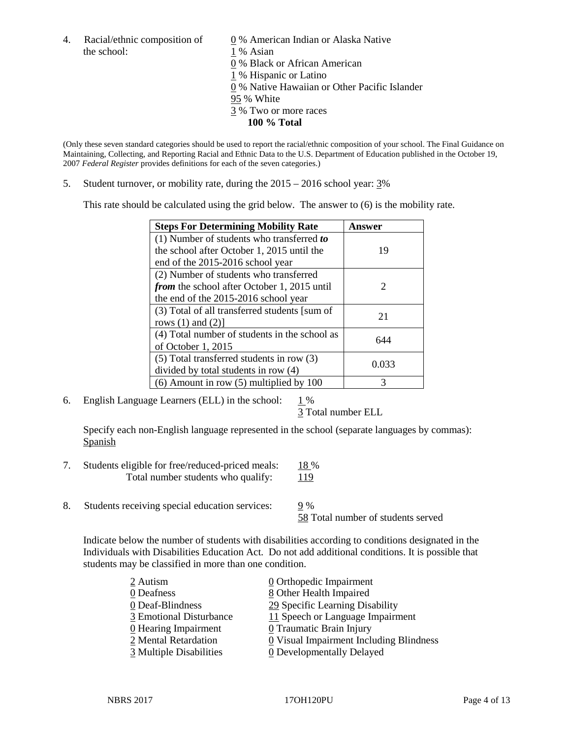4. Racial/ethnic composition of the school:

   0 % American Indian or Alaska Native
   1 % Asian
   0 % Black or African American
   1 % Hispanic or Latino
   0 % Native Hawaiian or Other Pacific Islander
   95 % White
   3 % Two or more races
   **100 % Total**

(Only these seven standard categories should be used to report the racial/ethnic composition of your school. The Final Guidance on Maintaining, Collecting, and Reporting Racial and Ethnic Data to the U.S. Department of Education published in the October 19, 2007 *Federal Register* provides definitions for each of the seven categories.)

5. Student turnover, or mobility rate, during the 2015 – 2016 school year: 3%

   This rate should be calculated using the grid below. The answer to (6) is the mobility rate.

| **Steps For Determining Mobility Rate** | **Answer** |
|---|---|
| (1) Number of students who transferred ***to*** the school after October 1, 2015 until the end of the 2015-2016 school year | 19 |
| (2) Number of students who transferred ***from*** the school after October 1, 2015 until the end of the 2015-2016 school year | 2 |
| (3) Total of all transferred students [sum of rows (1) and (2)] | 21 |
| (4) Total number of students in the school as of October 1, 2015 | 644 |
| (5) Total transferred students in row (3) divided by total students in row (4) | 0.033 |
| (6) Amount in row (5) multiplied by 100 | 3 |

6. English Language Learners (ELL) in the school: 1 %
   3 Total number ELL

   Specify each non-English language represented in the school (separate languages by commas):
   Spanish

7. Students eligible for free/reduced-priced meals: 18 %
   Total number students who qualify: 119

8. Students receiving special education services: 9 %
   58 Total number of students served

   Indicate below the number of students with disabilities according to conditions designated in the Individuals with Disabilities Education Act. Do not add additional conditions. It is possible that students may be classified in more than one condition.

   2 Autism
   0 Deafness
   0 Deaf-Blindness
   3 Emotional Disturbance
   0 Hearing Impairment
   2 Mental Retardation
   3 Multiple Disabilities
   0 Orthopedic Impairment
   8 Other Health Impaired
   29 Specific Learning Disability
   11 Speech or Language Impairment
   0 Traumatic Brain Injury
   0 Visual Impairment Including Blindness
   0 Developmentally Delayed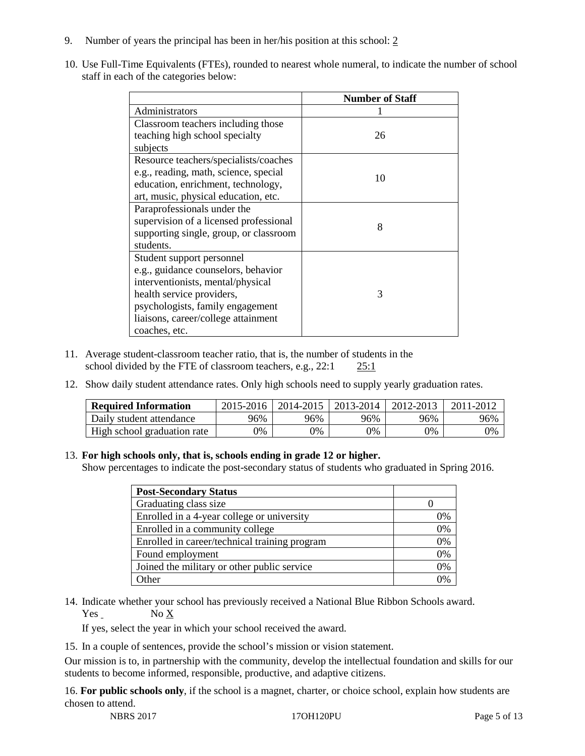9. Number of years the principal has been in her/his position at this school: 2

10. Use Full-Time Equivalents (FTEs), rounded to nearest whole numeral, to indicate the number of school staff in each of the categories below:

| | Number of Staff |
|---|---|
| Administrators | 1 |
| Classroom teachers including those teaching high school specialty subjects | 26 |
| Resource teachers/specialists/coaches e.g., reading, math, science, special education, enrichment, technology, art, music, physical education, etc. | 10 |
| Paraprofessionals under the supervision of a licensed professional supporting single, group, or classroom students. | 8 |
| Student support personnel e.g., guidance counselors, behavior interventionists, mental/physical health service providers, psychologists, family engagement liaisons, career/college attainment coaches, etc. | 3 |

11. Average student-classroom teacher ratio, that is, the number of students in the school divided by the FTE of classroom teachers, e.g., 22:1 25:1

12. Show daily student attendance rates. Only high schools need to supply yearly graduation rates.

| Required Information | 2015-2016 | 2014-2015 | 2013-2014 | 2012-2013 | 2011-2012 |
|---|---|---|---|---|---|
| Daily student attendance | 96% | 96% | 96% | 96% | 96% |
| High school graduation rate | 0% | 0% | 0% | 0% | 0% |

13. **For high schools only, that is, schools ending in grade 12 or higher.**
Show percentages to indicate the post-secondary status of students who graduated in Spring 2016.

| Post-Secondary Status | |
|---|---|
| Graduating class size | 0 |
| Enrolled in a 4-year college or university | 0% |
| Enrolled in a community college | 0% |
| Enrolled in career/technical training program | 0% |
| Found employment | 0% |
| Joined the military or other public service | 0% |
| Other | 0% |

14. Indicate whether your school has previously received a National Blue Ribbon Schools award.
Yes No X

If yes, select the year in which your school received the award.

15. In a couple of sentences, provide the school's mission or vision statement.

Our mission is to, in partnership with the community, develop the intellectual foundation and skills for our students to become informed, responsible, productive, and adaptive citizens.

16. **For public schools only**, if the school is a magnet, charter, or choice school, explain how students are chosen to attend.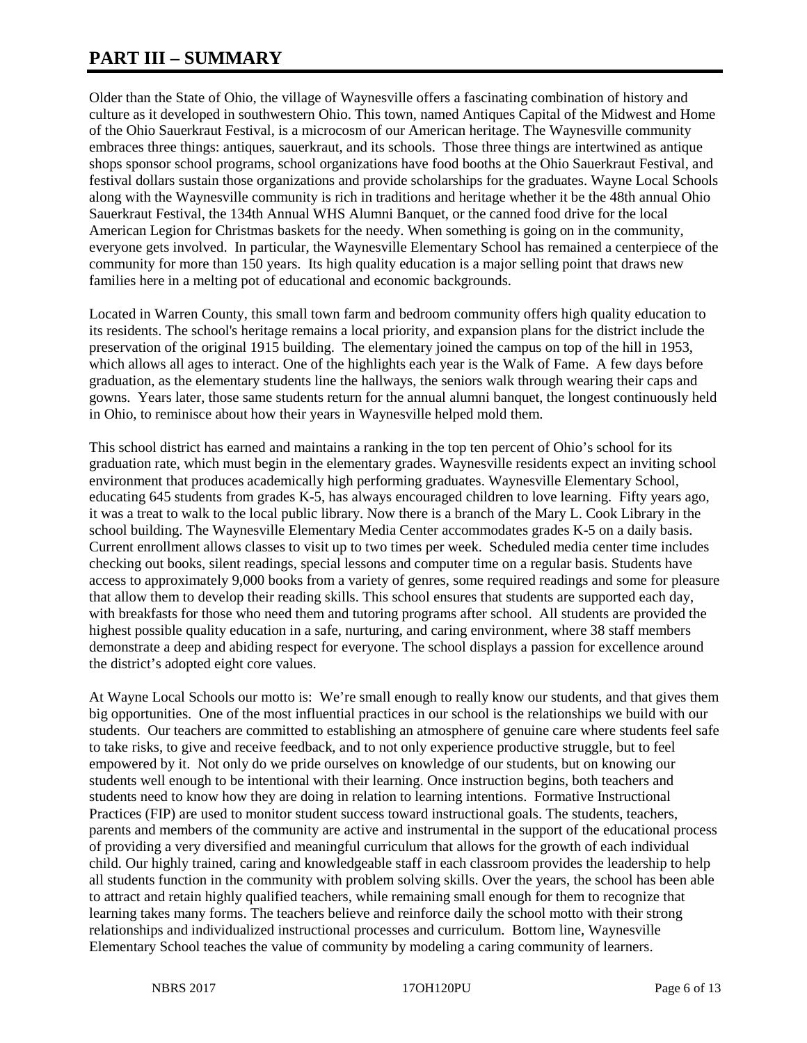# PART III – SUMMARY

Older than the State of Ohio, the village of Waynesville offers a fascinating combination of history and culture as it developed in southwestern Ohio. This town, named Antiques Capital of the Midwest and Home of the Ohio Sauerkraut Festival, is a microcosm of our American heritage. The Waynesville community embraces three things: antiques, sauerkraut, and its schools. Those three things are intertwined as antique shops sponsor school programs, school organizations have food booths at the Ohio Sauerkraut Festival, and festival dollars sustain those organizations and provide scholarships for the graduates. Wayne Local Schools along with the Waynesville community is rich in traditions and heritage whether it be the 48th annual Ohio Sauerkraut Festival, the 134th Annual WHS Alumni Banquet, or the canned food drive for the local American Legion for Christmas baskets for the needy. When something is going on in the community, everyone gets involved. In particular, the Waynesville Elementary School has remained a centerpiece of the community for more than 150 years. Its high quality education is a major selling point that draws new families here in a melting pot of educational and economic backgrounds.

Located in Warren County, this small town farm and bedroom community offers high quality education to its residents. The school's heritage remains a local priority, and expansion plans for the district include the preservation of the original 1915 building. The elementary joined the campus on top of the hill in 1953, which allows all ages to interact. One of the highlights each year is the Walk of Fame. A few days before graduation, as the elementary students line the hallways, the seniors walk through wearing their caps and gowns. Years later, those same students return for the annual alumni banquet, the longest continuously held in Ohio, to reminisce about how their years in Waynesville helped mold them.

This school district has earned and maintains a ranking in the top ten percent of Ohio's school for its graduation rate, which must begin in the elementary grades. Waynesville residents expect an inviting school environment that produces academically high performing graduates. Waynesville Elementary School, educating 645 students from grades K-5, has always encouraged children to love learning. Fifty years ago, it was a treat to walk to the local public library. Now there is a branch of the Mary L. Cook Library in the school building. The Waynesville Elementary Media Center accommodates grades K-5 on a daily basis. Current enrollment allows classes to visit up to two times per week. Scheduled media center time includes checking out books, silent readings, special lessons and computer time on a regular basis. Students have access to approximately 9,000 books from a variety of genres, some required readings and some for pleasure that allow them to develop their reading skills. This school ensures that students are supported each day, with breakfasts for those who need them and tutoring programs after school. All students are provided the highest possible quality education in a safe, nurturing, and caring environment, where 38 staff members demonstrate a deep and abiding respect for everyone. The school displays a passion for excellence around the district's adopted eight core values.

At Wayne Local Schools our motto is: We're small enough to really know our students, and that gives them big opportunities. One of the most influential practices in our school is the relationships we build with our students. Our teachers are committed to establishing an atmosphere of genuine care where students feel safe to take risks, to give and receive feedback, and to not only experience productive struggle, but to feel empowered by it. Not only do we pride ourselves on knowledge of our students, but on knowing our students well enough to be intentional with their learning. Once instruction begins, both teachers and students need to know how they are doing in relation to learning intentions. Formative Instructional Practices (FIP) are used to monitor student success toward instructional goals. The students, teachers, parents and members of the community are active and instrumental in the support of the educational process of providing a very diversified and meaningful curriculum that allows for the growth of each individual child. Our highly trained, caring and knowledgeable staff in each classroom provides the leadership to help all students function in the community with problem solving skills. Over the years, the school has been able to attract and retain highly qualified teachers, while remaining small enough for them to recognize that learning takes many forms. The teachers believe and reinforce daily the school motto with their strong relationships and individualized instructional processes and curriculum. Bottom line, Waynesville Elementary School teaches the value of community by modeling a caring community of learners.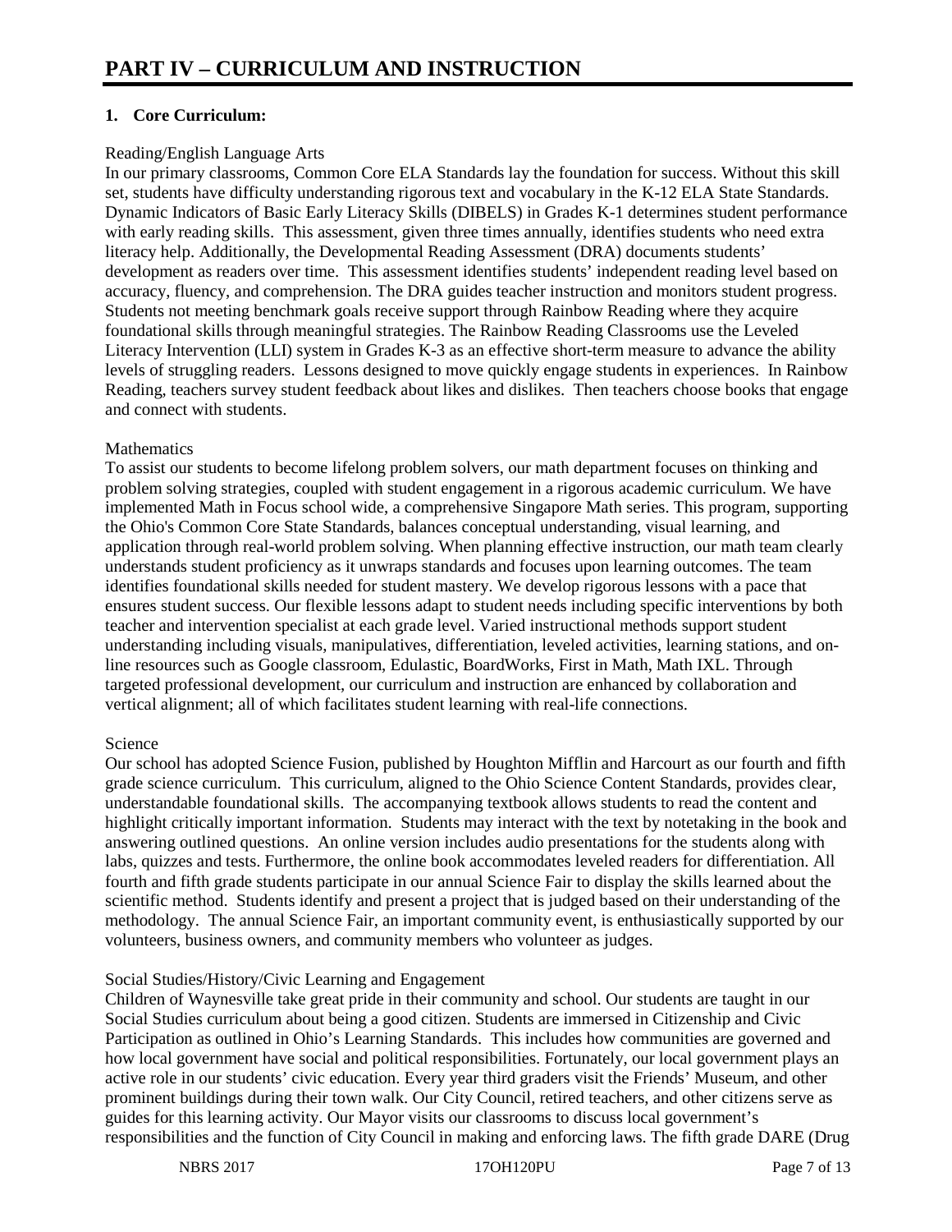# PART IV – CURRICULUM AND INSTRUCTION

## 1. Core Curriculum:

Reading/English Language Arts

In our primary classrooms, Common Core ELA Standards lay the foundation for success. Without this skill set, students have difficulty understanding rigorous text and vocabulary in the K-12 ELA State Standards. Dynamic Indicators of Basic Early Literacy Skills (DIBELS) in Grades K-1 determines student performance with early reading skills. This assessment, given three times annually, identifies students who need extra literacy help. Additionally, the Developmental Reading Assessment (DRA) documents students' development as readers over time. This assessment identifies students' independent reading level based on accuracy, fluency, and comprehension. The DRA guides teacher instruction and monitors student progress. Students not meeting benchmark goals receive support through Rainbow Reading where they acquire foundational skills through meaningful strategies. The Rainbow Reading Classrooms use the Leveled Literacy Intervention (LLI) system in Grades K-3 as an effective short-term measure to advance the ability levels of struggling readers. Lessons designed to move quickly engage students in experiences. In Rainbow Reading, teachers survey student feedback about likes and dislikes. Then teachers choose books that engage and connect with students.

Mathematics

To assist our students to become lifelong problem solvers, our math department focuses on thinking and problem solving strategies, coupled with student engagement in a rigorous academic curriculum. We have implemented Math in Focus school wide, a comprehensive Singapore Math series. This program, supporting the Ohio's Common Core State Standards, balances conceptual understanding, visual learning, and application through real-world problem solving. When planning effective instruction, our math team clearly understands student proficiency as it unwraps standards and focuses upon learning outcomes. The team identifies foundational skills needed for student mastery. We develop rigorous lessons with a pace that ensures student success. Our flexible lessons adapt to student needs including specific interventions by both teacher and intervention specialist at each grade level. Varied instructional methods support student understanding including visuals, manipulatives, differentiation, leveled activities, learning stations, and on-line resources such as Google classroom, Edulastic, BoardWorks, First in Math, Math IXL. Through targeted professional development, our curriculum and instruction are enhanced by collaboration and vertical alignment; all of which facilitates student learning with real-life connections.

Science

Our school has adopted Science Fusion, published by Houghton Mifflin and Harcourt as our fourth and fifth grade science curriculum. This curriculum, aligned to the Ohio Science Content Standards, provides clear, understandable foundational skills. The accompanying textbook allows students to read the content and highlight critically important information. Students may interact with the text by notetaking in the book and answering outlined questions. An online version includes audio presentations for the students along with labs, quizzes and tests. Furthermore, the online book accommodates leveled readers for differentiation. All fourth and fifth grade students participate in our annual Science Fair to display the skills learned about the scientific method. Students identify and present a project that is judged based on their understanding of the methodology. The annual Science Fair, an important community event, is enthusiastically supported by our volunteers, business owners, and community members who volunteer as judges.

Social Studies/History/Civic Learning and Engagement

Children of Waynesville take great pride in their community and school. Our students are taught in our Social Studies curriculum about being a good citizen. Students are immersed in Citizenship and Civic Participation as outlined in Ohio's Learning Standards. This includes how communities are governed and how local government have social and political responsibilities. Fortunately, our local government plays an active role in our students' civic education. Every year third graders visit the Friends' Museum, and other prominent buildings during their town walk. Our City Council, retired teachers, and other citizens serve as guides for this learning activity. Our Mayor visits our classrooms to discuss local government's responsibilities and the function of City Council in making and enforcing laws. The fifth grade DARE (Drug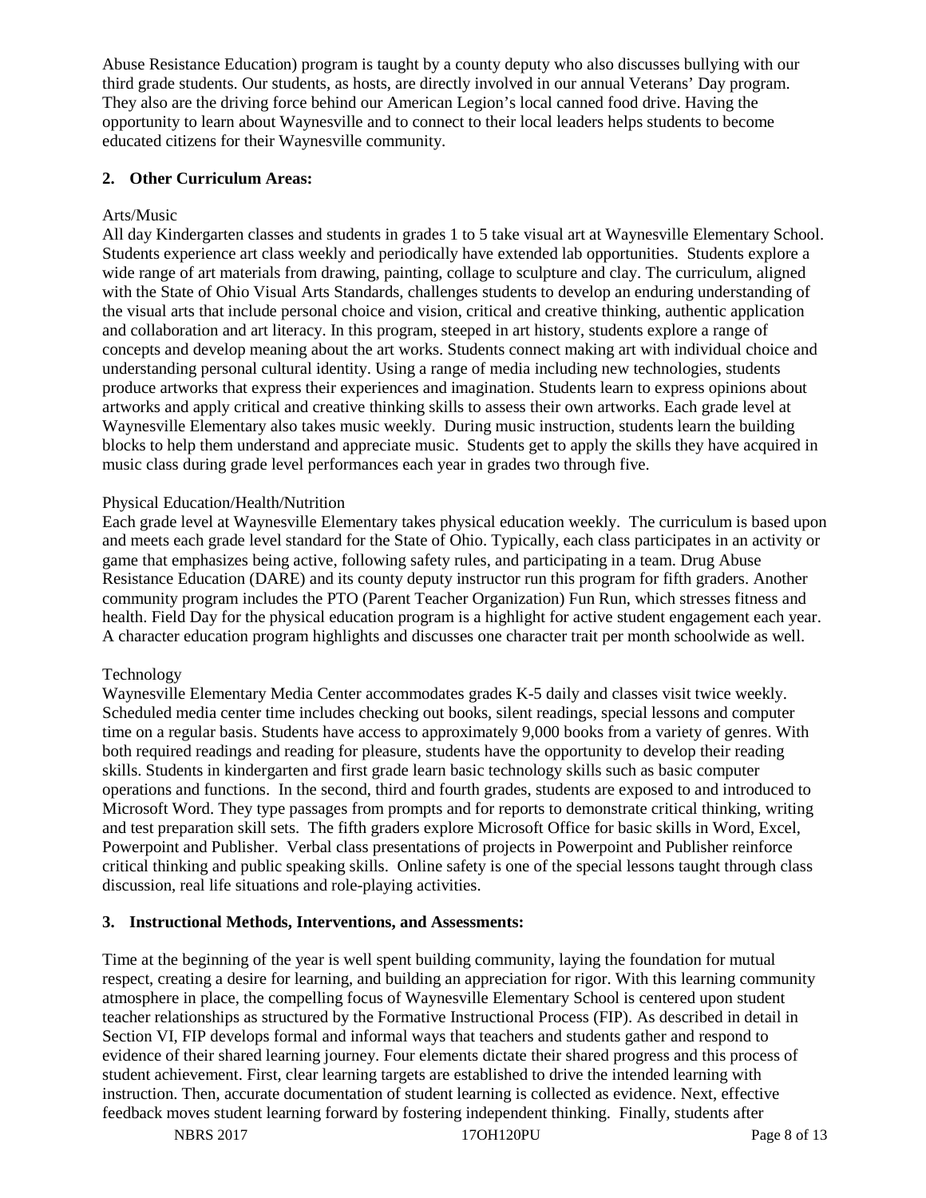Abuse Resistance Education) program is taught by a county deputy who also discusses bullying with our third grade students. Our students, as hosts, are directly involved in our annual Veterans' Day program. They also are the driving force behind our American Legion's local canned food drive. Having the opportunity to learn about Waynesville and to connect to their local leaders helps students to become educated citizens for their Waynesville community.

**2. Other Curriculum Areas:**

Arts/Music

All day Kindergarten classes and students in grades 1 to 5 take visual art at Waynesville Elementary School. Students experience art class weekly and periodically have extended lab opportunities. Students explore a wide range of art materials from drawing, painting, collage to sculpture and clay. The curriculum, aligned with the State of Ohio Visual Arts Standards, challenges students to develop an enduring understanding of the visual arts that include personal choice and vision, critical and creative thinking, authentic application and collaboration and art literacy. In this program, steeped in art history, students explore a range of concepts and develop meaning about the art works. Students connect making art with individual choice and understanding personal cultural identity. Using a range of media including new technologies, students produce artworks that express their experiences and imagination. Students learn to express opinions about artworks and apply critical and creative thinking skills to assess their own artworks. Each grade level at Waynesville Elementary also takes music weekly. During music instruction, students learn the building blocks to help them understand and appreciate music. Students get to apply the skills they have acquired in music class during grade level performances each year in grades two through five.

Physical Education/Health/Nutrition

Each grade level at Waynesville Elementary takes physical education weekly. The curriculum is based upon and meets each grade level standard for the State of Ohio. Typically, each class participates in an activity or game that emphasizes being active, following safety rules, and participating in a team. Drug Abuse Resistance Education (DARE) and its county deputy instructor run this program for fifth graders. Another community program includes the PTO (Parent Teacher Organization) Fun Run, which stresses fitness and health. Field Day for the physical education program is a highlight for active student engagement each year. A character education program highlights and discusses one character trait per month schoolwide as well.

Technology

Waynesville Elementary Media Center accommodates grades K-5 daily and classes visit twice weekly. Scheduled media center time includes checking out books, silent readings, special lessons and computer time on a regular basis. Students have access to approximately 9,000 books from a variety of genres. With both required readings and reading for pleasure, students have the opportunity to develop their reading skills. Students in kindergarten and first grade learn basic technology skills such as basic computer operations and functions. In the second, third and fourth grades, students are exposed to and introduced to Microsoft Word. They type passages from prompts and for reports to demonstrate critical thinking, writing and test preparation skill sets. The fifth graders explore Microsoft Office for basic skills in Word, Excel, Powerpoint and Publisher. Verbal class presentations of projects in Powerpoint and Publisher reinforce critical thinking and public speaking skills. Online safety is one of the special lessons taught through class discussion, real life situations and role-playing activities.

**3. Instructional Methods, Interventions, and Assessments:**

Time at the beginning of the year is well spent building community, laying the foundation for mutual respect, creating a desire for learning, and building an appreciation for rigor. With this learning community atmosphere in place, the compelling focus of Waynesville Elementary School is centered upon student teacher relationships as structured by the Formative Instructional Process (FIP). As described in detail in Section VI, FIP develops formal and informal ways that teachers and students gather and respond to evidence of their shared learning journey. Four elements dictate their shared progress and this process of student achievement. First, clear learning targets are established to drive the intended learning with instruction. Then, accurate documentation of student learning is collected as evidence. Next, effective feedback moves student learning forward by fostering independent thinking. Finally, students after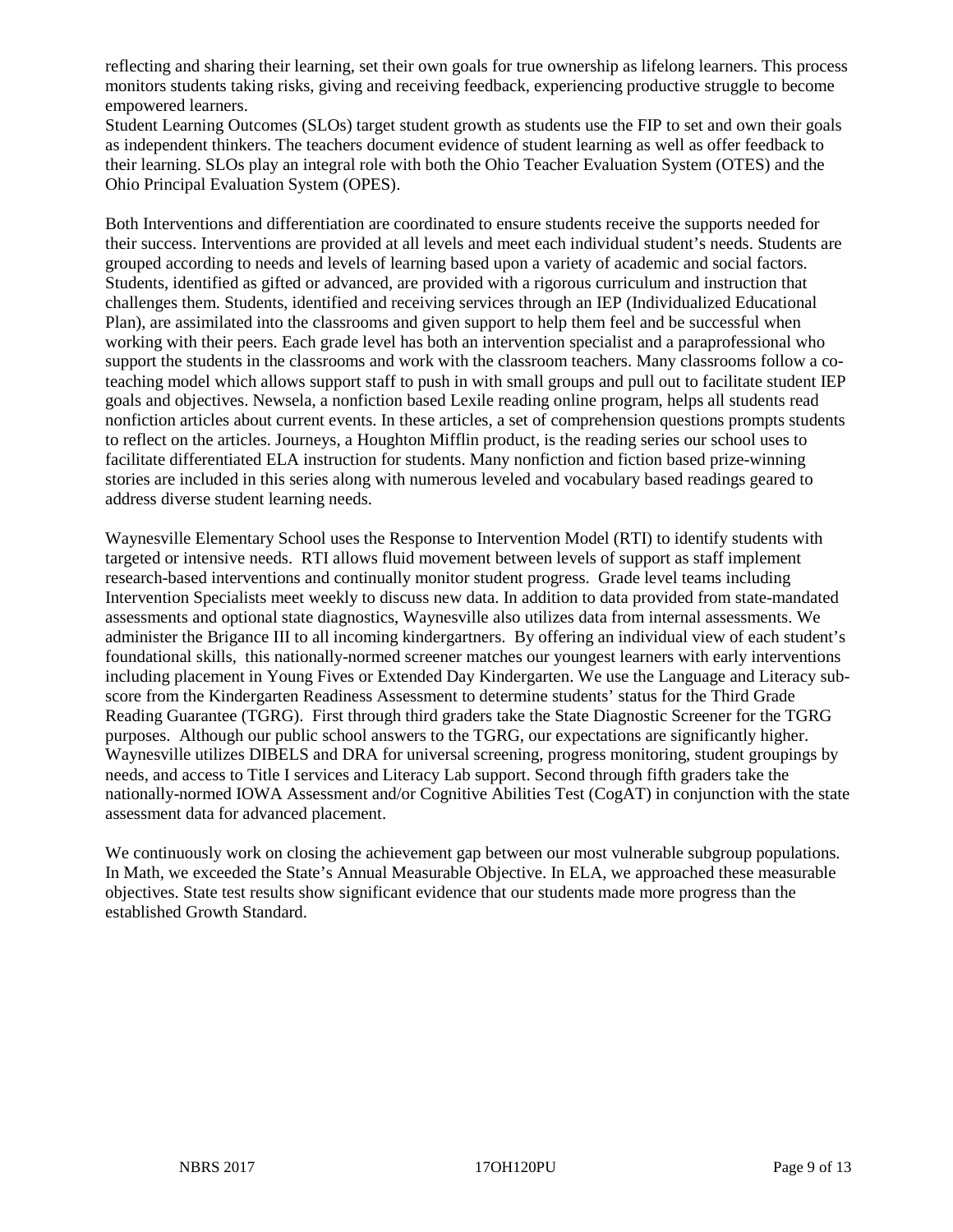reflecting and sharing their learning, set their own goals for true ownership as lifelong learners. This process monitors students taking risks, giving and receiving feedback, experiencing productive struggle to become empowered learners.

Student Learning Outcomes (SLOs) target student growth as students use the FIP to set and own their goals as independent thinkers. The teachers document evidence of student learning as well as offer feedback to their learning. SLOs play an integral role with both the Ohio Teacher Evaluation System (OTES) and the Ohio Principal Evaluation System (OPES).

Both Interventions and differentiation are coordinated to ensure students receive the supports needed for their success. Interventions are provided at all levels and meet each individual student's needs. Students are grouped according to needs and levels of learning based upon a variety of academic and social factors. Students, identified as gifted or advanced, are provided with a rigorous curriculum and instruction that challenges them. Students, identified and receiving services through an IEP (Individualized Educational Plan), are assimilated into the classrooms and given support to help them feel and be successful when working with their peers. Each grade level has both an intervention specialist and a paraprofessional who support the students in the classrooms and work with the classroom teachers. Many classrooms follow a co-teaching model which allows support staff to push in with small groups and pull out to facilitate student IEP goals and objectives. Newsela, a nonfiction based Lexile reading online program, helps all students read nonfiction articles about current events. In these articles, a set of comprehension questions prompts students to reflect on the articles. Journeys, a Houghton Mifflin product, is the reading series our school uses to facilitate differentiated ELA instruction for students. Many nonfiction and fiction based prize-winning stories are included in this series along with numerous leveled and vocabulary based readings geared to address diverse student learning needs.

Waynesville Elementary School uses the Response to Intervention Model (RTI) to identify students with targeted or intensive needs. RTI allows fluid movement between levels of support as staff implement research-based interventions and continually monitor student progress. Grade level teams including Intervention Specialists meet weekly to discuss new data. In addition to data provided from state-mandated assessments and optional state diagnostics, Waynesville also utilizes data from internal assessments. We administer the Brigance III to all incoming kindergartners. By offering an individual view of each student's foundational skills, this nationally-normed screener matches our youngest learners with early interventions including placement in Young Fives or Extended Day Kindergarten. We use the Language and Literacy sub-score from the Kindergarten Readiness Assessment to determine students' status for the Third Grade Reading Guarantee (TGRG). First through third graders take the State Diagnostic Screener for the TGRG purposes. Although our public school answers to the TGRG, our expectations are significantly higher. Waynesville utilizes DIBELS and DRA for universal screening, progress monitoring, student groupings by needs, and access to Title I services and Literacy Lab support. Second through fifth graders take the nationally-normed IOWA Assessment and/or Cognitive Abilities Test (CogAT) in conjunction with the state assessment data for advanced placement.

We continuously work on closing the achievement gap between our most vulnerable subgroup populations. In Math, we exceeded the State's Annual Measurable Objective. In ELA, we approached these measurable objectives. State test results show significant evidence that our students made more progress than the established Growth Standard.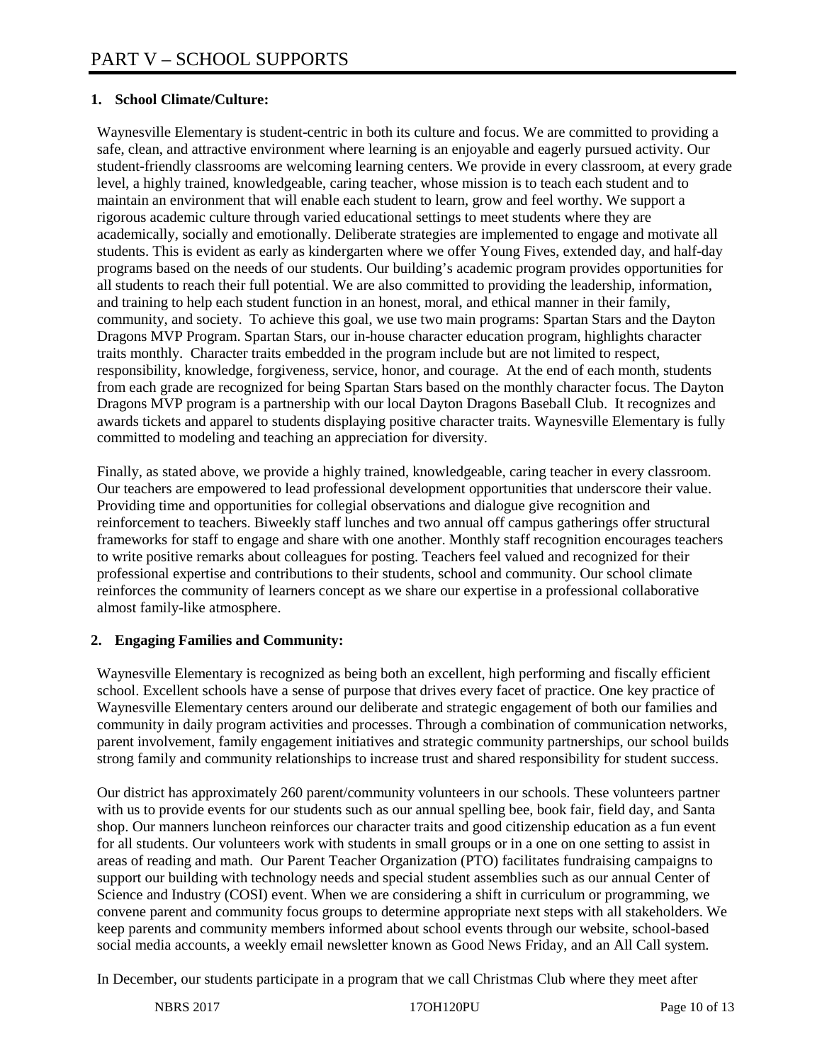# PART V – SCHOOL SUPPORTS

**1. School Climate/Culture:**

Waynesville Elementary is student-centric in both its culture and focus. We are committed to providing a safe, clean, and attractive environment where learning is an enjoyable and eagerly pursued activity. Our student-friendly classrooms are welcoming learning centers. We provide in every classroom, at every grade level, a highly trained, knowledgeable, caring teacher, whose mission is to teach each student and to maintain an environment that will enable each student to learn, grow and feel worthy. We support a rigorous academic culture through varied educational settings to meet students where they are academically, socially and emotionally. Deliberate strategies are implemented to engage and motivate all students. This is evident as early as kindergarten where we offer Young Fives, extended day, and half-day programs based on the needs of our students. Our building's academic program provides opportunities for all students to reach their full potential. We are also committed to providing the leadership, information, and training to help each student function in an honest, moral, and ethical manner in their family, community, and society. To achieve this goal, we use two main programs: Spartan Stars and the Dayton Dragons MVP Program. Spartan Stars, our in-house character education program, highlights character traits monthly. Character traits embedded in the program include but are not limited to respect, responsibility, knowledge, forgiveness, service, honor, and courage. At the end of each month, students from each grade are recognized for being Spartan Stars based on the monthly character focus. The Dayton Dragons MVP program is a partnership with our local Dayton Dragons Baseball Club. It recognizes and awards tickets and apparel to students displaying positive character traits. Waynesville Elementary is fully committed to modeling and teaching an appreciation for diversity.

Finally, as stated above, we provide a highly trained, knowledgeable, caring teacher in every classroom. Our teachers are empowered to lead professional development opportunities that underscore their value. Providing time and opportunities for collegial observations and dialogue give recognition and reinforcement to teachers. Biweekly staff lunches and two annual off campus gatherings offer structural frameworks for staff to engage and share with one another. Monthly staff recognition encourages teachers to write positive remarks about colleagues for posting. Teachers feel valued and recognized for their professional expertise and contributions to their students, school and community. Our school climate reinforces the community of learners concept as we share our expertise in a professional collaborative almost family-like atmosphere.

**2. Engaging Families and Community:**

Waynesville Elementary is recognized as being both an excellent, high performing and fiscally efficient school. Excellent schools have a sense of purpose that drives every facet of practice. One key practice of Waynesville Elementary centers around our deliberate and strategic engagement of both our families and community in daily program activities and processes. Through a combination of communication networks, parent involvement, family engagement initiatives and strategic community partnerships, our school builds strong family and community relationships to increase trust and shared responsibility for student success.

Our district has approximately 260 parent/community volunteers in our schools. These volunteers partner with us to provide events for our students such as our annual spelling bee, book fair, field day, and Santa shop. Our manners luncheon reinforces our character traits and good citizenship education as a fun event for all students. Our volunteers work with students in small groups or in a one on one setting to assist in areas of reading and math. Our Parent Teacher Organization (PTO) facilitates fundraising campaigns to support our building with technology needs and special student assemblies such as our annual Center of Science and Industry (COSI) event. When we are considering a shift in curriculum or programming, we convene parent and community focus groups to determine appropriate next steps with all stakeholders. We keep parents and community members informed about school events through our website, school-based social media accounts, a weekly email newsletter known as Good News Friday, and an All Call system.

In December, our students participate in a program that we call Christmas Club where they meet after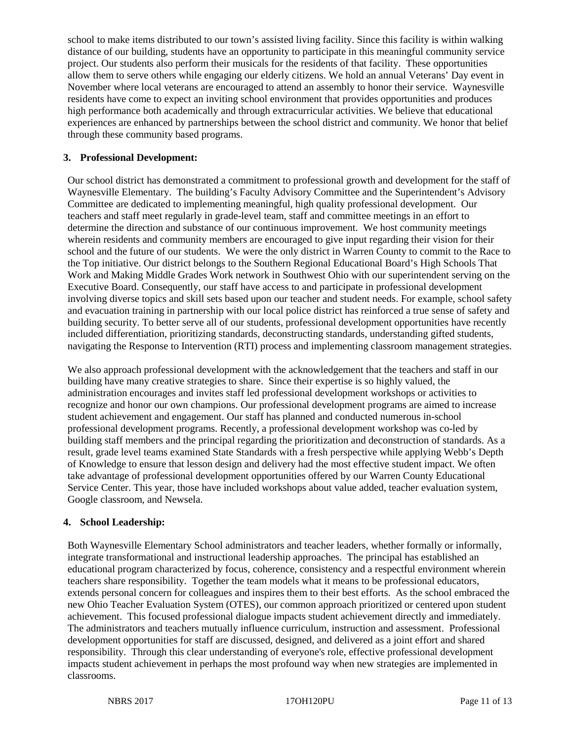school to make items distributed to our town's assisted living facility. Since this facility is within walking distance of our building, students have an opportunity to participate in this meaningful community service project. Our students also perform their musicals for the residents of that facility. These opportunities allow them to serve others while engaging our elderly citizens. We hold an annual Veterans' Day event in November where local veterans are encouraged to attend an assembly to honor their service. Waynesville residents have come to expect an inviting school environment that provides opportunities and produces high performance both academically and through extracurricular activities. We believe that educational experiences are enhanced by partnerships between the school district and community. We honor that belief through these community based programs.

**3. Professional Development:**

Our school district has demonstrated a commitment to professional growth and development for the staff of Waynesville Elementary. The building's Faculty Advisory Committee and the Superintendent's Advisory Committee are dedicated to implementing meaningful, high quality professional development. Our teachers and staff meet regularly in grade-level team, staff and committee meetings in an effort to determine the direction and substance of our continuous improvement. We host community meetings wherein residents and community members are encouraged to give input regarding their vision for their school and the future of our students. We were the only district in Warren County to commit to the Race to the Top initiative. Our district belongs to the Southern Regional Educational Board's High Schools That Work and Making Middle Grades Work network in Southwest Ohio with our superintendent serving on the Executive Board. Consequently, our staff have access to and participate in professional development involving diverse topics and skill sets based upon our teacher and student needs. For example, school safety and evacuation training in partnership with our local police district has reinforced a true sense of safety and building security. To better serve all of our students, professional development opportunities have recently included differentiation, prioritizing standards, deconstructing standards, understanding gifted students, navigating the Response to Intervention (RTI) process and implementing classroom management strategies.

We also approach professional development with the acknowledgement that the teachers and staff in our building have many creative strategies to share. Since their expertise is so highly valued, the administration encourages and invites staff led professional development workshops or activities to recognize and honor our own champions. Our professional development programs are aimed to increase student achievement and engagement. Our staff has planned and conducted numerous in-school professional development programs. Recently, a professional development workshop was co-led by building staff members and the principal regarding the prioritization and deconstruction of standards. As a result, grade level teams examined State Standards with a fresh perspective while applying Webb's Depth of Knowledge to ensure that lesson design and delivery had the most effective student impact. We often take advantage of professional development opportunities offered by our Warren County Educational Service Center. This year, those have included workshops about value added, teacher evaluation system, Google classroom, and Newsela.

**4. School Leadership:**

Both Waynesville Elementary School administrators and teacher leaders, whether formally or informally, integrate transformational and instructional leadership approaches. The principal has established an educational program characterized by focus, coherence, consistency and a respectful environment wherein teachers share responsibility. Together the team models what it means to be professional educators, extends personal concern for colleagues and inspires them to their best efforts. As the school embraced the new Ohio Teacher Evaluation System (OTES), our common approach prioritized or centered upon student achievement. This focused professional dialogue impacts student achievement directly and immediately. The administrators and teachers mutually influence curriculum, instruction and assessment. Professional development opportunities for staff are discussed, designed, and delivered as a joint effort and shared responsibility. Through this clear understanding of everyone's role, effective professional development impacts student achievement in perhaps the most profound way when new strategies are implemented in classrooms.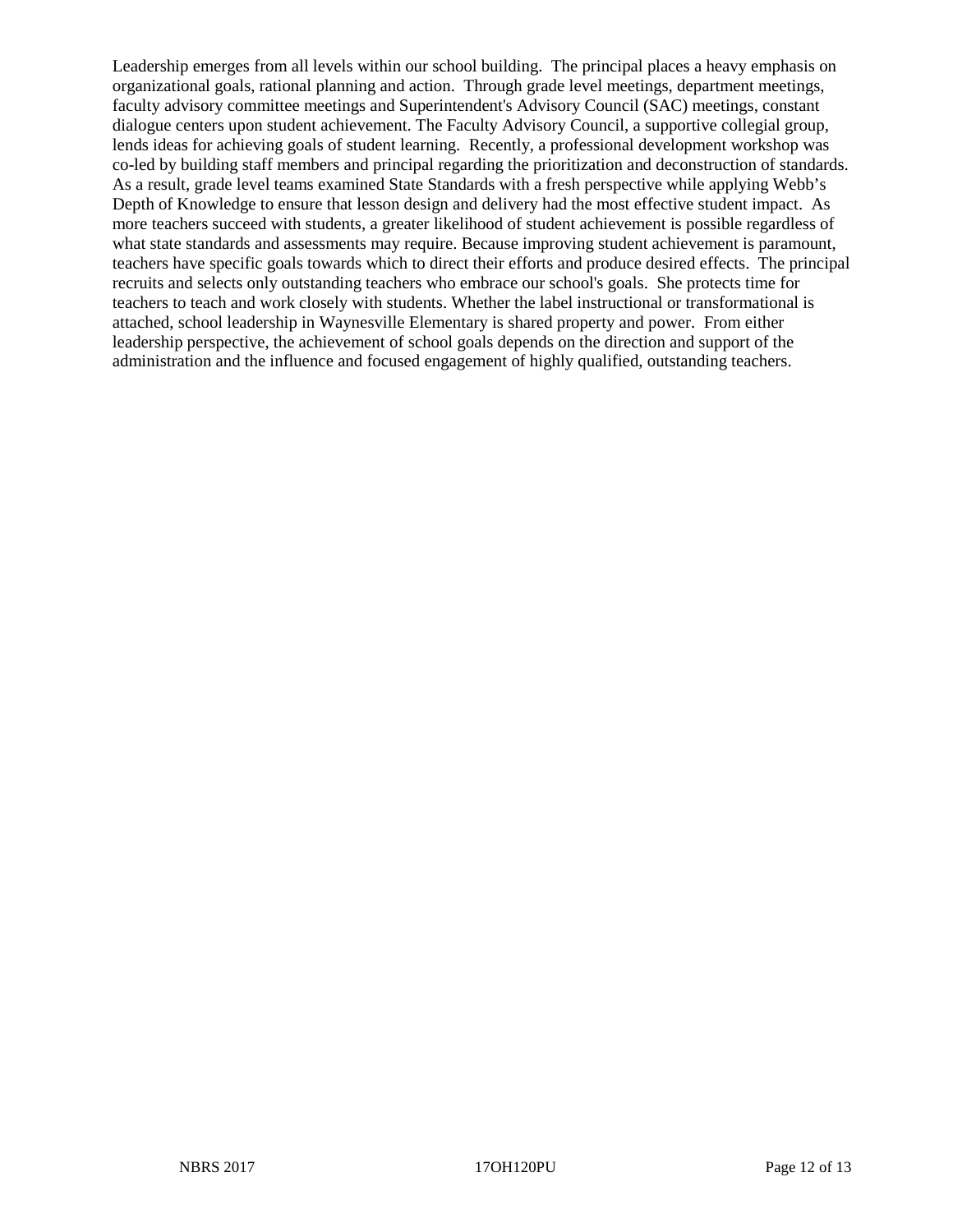Leadership emerges from all levels within our school building. The principal places a heavy emphasis on organizational goals, rational planning and action. Through grade level meetings, department meetings, faculty advisory committee meetings and Superintendent's Advisory Council (SAC) meetings, constant dialogue centers upon student achievement. The Faculty Advisory Council, a supportive collegial group, lends ideas for achieving goals of student learning. Recently, a professional development workshop was co-led by building staff members and principal regarding the prioritization and deconstruction of standards. As a result, grade level teams examined State Standards with a fresh perspective while applying Webb's Depth of Knowledge to ensure that lesson design and delivery had the most effective student impact. As more teachers succeed with students, a greater likelihood of student achievement is possible regardless of what state standards and assessments may require. Because improving student achievement is paramount, teachers have specific goals towards which to direct their efforts and produce desired effects. The principal recruits and selects only outstanding teachers who embrace our school's goals. She protects time for teachers to teach and work closely with students. Whether the label instructional or transformational is attached, school leadership in Waynesville Elementary is shared property and power. From either leadership perspective, the achievement of school goals depends on the direction and support of the administration and the influence and focused engagement of highly qualified, outstanding teachers.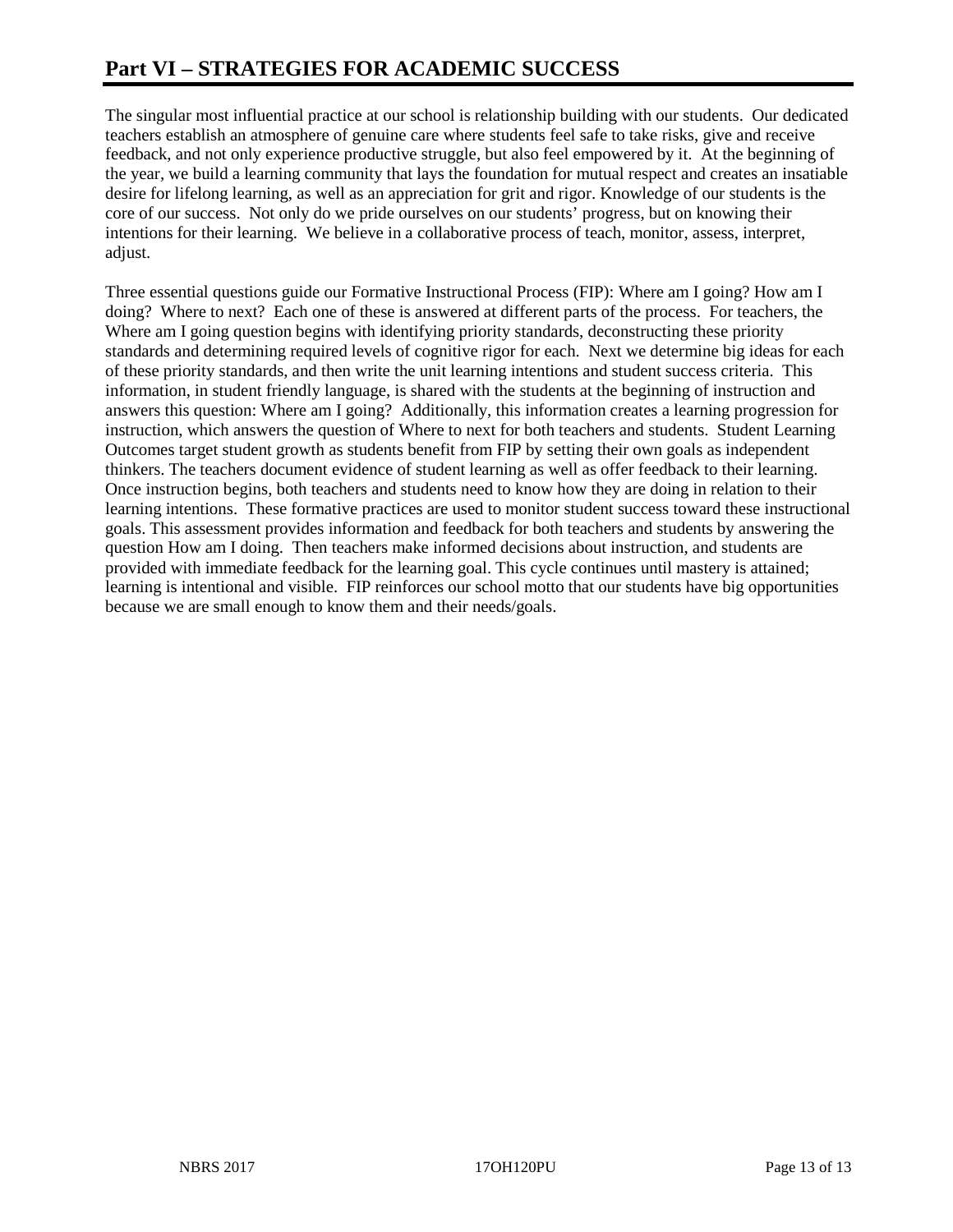# Part VI – STRATEGIES FOR ACADEMIC SUCCESS

The singular most influential practice at our school is relationship building with our students. Our dedicated teachers establish an atmosphere of genuine care where students feel safe to take risks, give and receive feedback, and not only experience productive struggle, but also feel empowered by it. At the beginning of the year, we build a learning community that lays the foundation for mutual respect and creates an insatiable desire for lifelong learning, as well as an appreciation for grit and rigor. Knowledge of our students is the core of our success. Not only do we pride ourselves on our students' progress, but on knowing their intentions for their learning. We believe in a collaborative process of teach, monitor, assess, interpret, adjust.

Three essential questions guide our Formative Instructional Process (FIP): Where am I going? How am I doing? Where to next? Each one of these is answered at different parts of the process. For teachers, the Where am I going question begins with identifying priority standards, deconstructing these priority standards and determining required levels of cognitive rigor for each. Next we determine big ideas for each of these priority standards, and then write the unit learning intentions and student success criteria. This information, in student friendly language, is shared with the students at the beginning of instruction and answers this question: Where am I going? Additionally, this information creates a learning progression for instruction, which answers the question of Where to next for both teachers and students. Student Learning Outcomes target student growth as students benefit from FIP by setting their own goals as independent thinkers. The teachers document evidence of student learning as well as offer feedback to their learning. Once instruction begins, both teachers and students need to know how they are doing in relation to their learning intentions. These formative practices are used to monitor student success toward these instructional goals. This assessment provides information and feedback for both teachers and students by answering the question How am I doing. Then teachers make informed decisions about instruction, and students are provided with immediate feedback for the learning goal. This cycle continues until mastery is attained; learning is intentional and visible. FIP reinforces our school motto that our students have big opportunities because we are small enough to know them and their needs/goals.